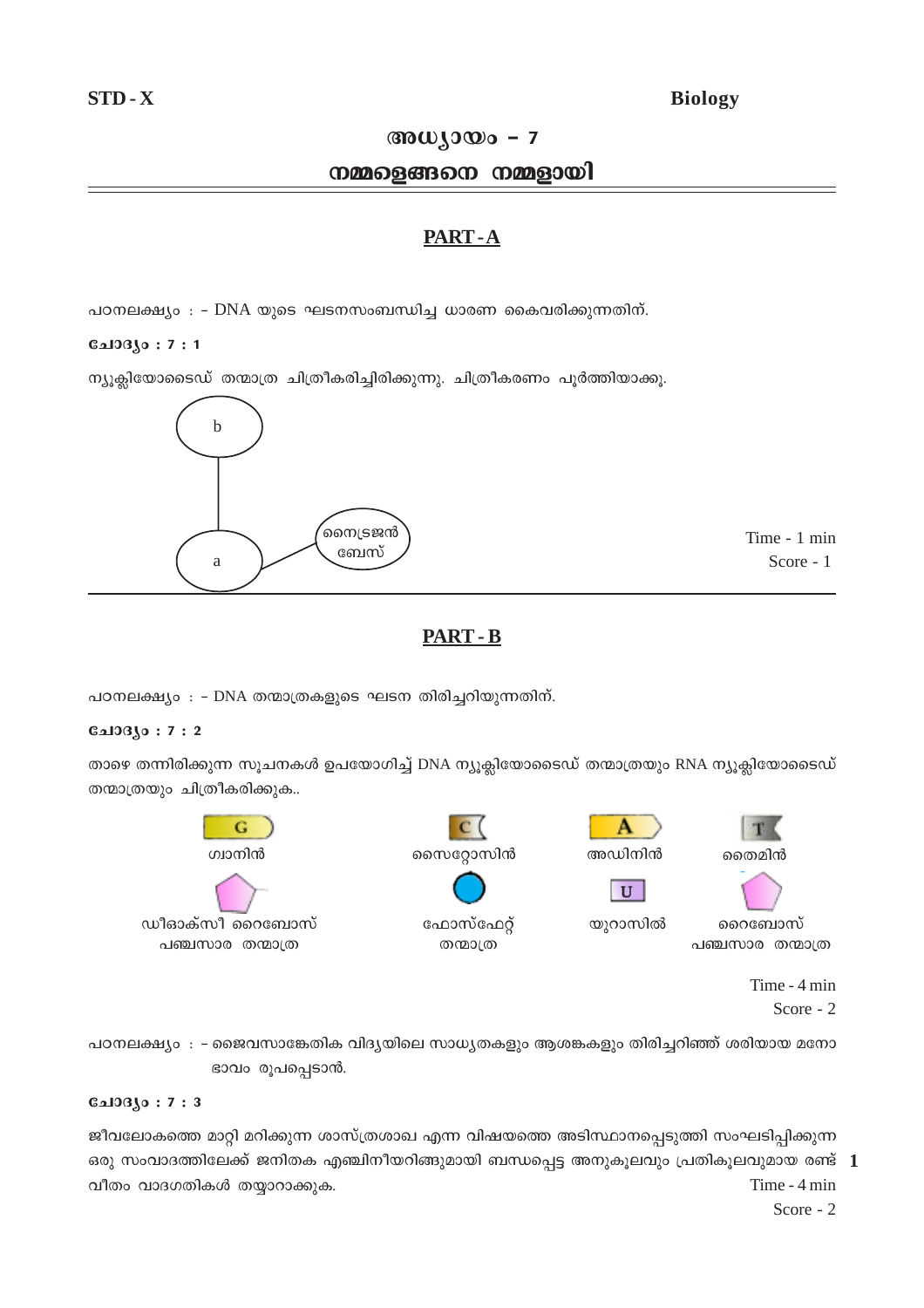**STD - X** **Biology**

## അധ്യായം – 7

## നമ്മളെങ്ങനെ നമ്മളായി

### PART - A

പഠനലക്ഷ്യം : – DNA യുടെ ഘടനസംബന്ധിച്ച ധാരണ കൈവരിക്കുന്നതിന്.

**ചോദ്യം : 7 : 1**

ന്യൂക്ലിയോടൈഡ് തന്മാത്ര ചിത്രീകരിച്ചിരിക്കുന്നു. ചിത്രീകരണം പൂർത്തിയാക്കൂ.

b

a

നൈട്രജൻ ബേസ്

Time - 1 min
Score - 1

### PART - B

പഠനലക്ഷ്യം : – DNA തന്മാത്രകളുടെ ഘടന തിരിച്ചറിയുന്നതിന്.

**ചോദ്യം : 7 : 2**

താഴെ തന്നിരിക്കുന്ന സൂചനകൾ ഉപയോഗിച്ച് DNA ന്യൂക്ലിയോടൈഡ് തന്മാത്രയും RNA ന്യൂക്ലിയോടൈഡ് തന്മാത്രയും ചിത്രീകരിക്കുക..

G – ഗ്വാനിൻ

C – സൈറ്റോസിൻ

A – അഡിനിൻ

T – തൈമിൻ

ഡീഓക്സീ റൈബോസ് പഞ്ചസാര തന്മാത്ര

ഫോസ്ഫേറ്റ് തന്മാത്ര

U – യുറാസിൽ

റൈബോസ് പഞ്ചസാര തന്മാത്ര

Time - 4 min
Score - 2

പഠനലക്ഷ്യം : – ജൈവസാങ്കേതിക വിദ്യയിലെ സാധ്യതകളും ആശങ്കകളും തിരിച്ചറിഞ്ഞ് ശരിയായ മനോഭാവം രൂപപ്പെടാൻ.

**ചോദ്യം : 7 : 3**

ജീവലോകത്തെ മാറ്റി മറിക്കുന്ന ശാസ്ത്രശാഖ എന്ന വിഷയത്തെ അടിസ്ഥാനപ്പെടുത്തി സംഘടിപ്പിക്കുന്ന ഒരു സംവാദത്തിലേക്ക് ജനിതക എഞ്ചിനീയറിങ്ങുമായി ബന്ധപ്പെട്ട അനുകൂലവും പ്രതികൂലവുമായ രണ്ട് വീതം വാദഗതികൾ തയ്യാറാക്കുക.

Time - 4 min
Score - 2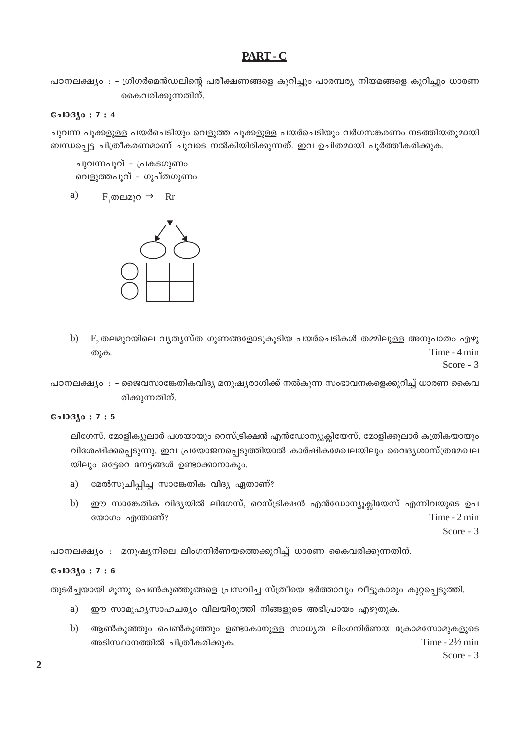## PART - C

പഠനലക്ഷ്യം : - ഗ്രിഗർമെൻഡലിന്റെ പരീക്ഷണങ്ങളെ കുറിച്ചും പാരമ്പര്യ നിയമങ്ങളെ കുറിച്ചും ധാരണ കൈവരിക്കുന്നതിന്.

**ചോദ്യം : 7 : 4**

ചുവന്ന പൂക്കളുള്ള പയർചെടിയും വെളുത്ത പൂക്കളുള്ള പയർചെടിയും വർഗസങ്കരണം നടത്തിയതുമായി ബന്ധപ്പെട്ട ചിത്രീകരണമാണ് ചുവടെ നൽകിയിരിക്കുന്നത്. ഇവ ഉചിതമായി പൂർത്തീകരിക്കുക.

ചുവന്നപൂവ് - പ്രകടഗുണം
വെളുത്തപൂവ് - ഗുപ്തഗുണം

a) $F_1$ തലമുറ → Rr

| | | |
|---|---|---|
| | ◯ | ◯ |
| ◯ | | |
| ◯ | | |

b) $F_2$ തലമുറയിലെ വ്യത്യസ്ത ഗുണങ്ങളോടുകൂടിയ പയർചെടികൾ തമ്മിലുള്ള അനുപാതം എഴുതുക.

Time - 4 min
Score - 3

പഠനലക്ഷ്യം : - ജൈവസാങ്കേതികവിദ്യ മനുഷ്യരാശിക്ക് നൽകുന്ന സംഭാവനകളെക്കുറിച്ച് ധാരണ കൈവരിക്കുന്നതിന്.

**ചോദ്യം : 7 : 5**

ലിഗേസ്, മോളിക്യൂലാർ പശയായും റെസ്ട്രിക്ഷൻ എൻഡോന്യൂക്ലിയേസ്, മോളിക്കുലാർ കത്രികയായും വിശേഷിക്കപ്പെടുന്നു. ഇവ പ്രയോജനപ്പെടുത്തിയാൽ കാർഷികമേഖലയിലും വൈദ്യശാസ്ത്രമേഖലയിലും ഒട്ടേറെ നേട്ടങ്ങൾ ഉണ്ടാക്കാനാകും.

a) മേൽസൂചിപ്പിച്ച സാങ്കേതിക വിദ്യ ഏതാണ്?

b) ഈ സാങ്കേതിക വിദ്യയിൽ ലിഗേസ്, റെസ്ട്രിക്ഷൻ എൻഡോന്യൂക്ലിയേസ് എന്നിവയുടെ ഉപയോഗം എന്താണ്?

Time - 2 min
Score - 3

പഠനലക്ഷ്യം : മനുഷ്യനിലെ ലിംഗനിർണയത്തെക്കുറിച്ച് ധാരണ കൈവരിക്കുന്നതിന്.

**ചോദ്യം : 7 : 6**

തുടർച്ചയായി മൂന്നു പെൺകുഞ്ഞുങ്ങളെ പ്രസവിച്ച സ്ത്രീയെ ഭർത്താവും വീട്ടുകാരും കുറ്റപ്പെടുത്തി.

a) ഈ സാമൂഹ്യസാഹചര്യം വിലയിരുത്തി നിങ്ങളുടെ അഭിപ്രായം എഴുതുക.

b) ആൺകുഞ്ഞും പെൺകുഞ്ഞും ഉണ്ടാകാനുള്ള സാധ്യത ലിംഗനിർണയ ക്രോമസോമുകളുടെ അടിസ്ഥാനത്തിൽ ചിത്രീകരിക്കുക.

Time - 2½ min
Score - 3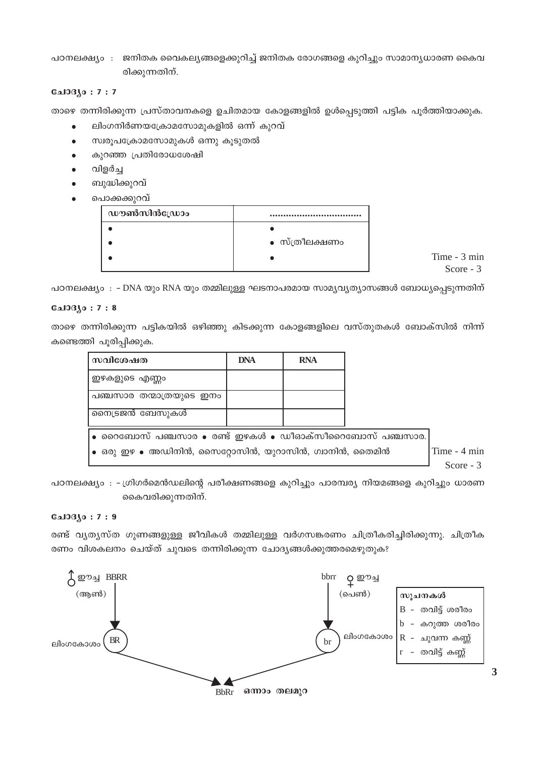പഠനലക്ഷ്യം : ജനിതക വൈകല്യങ്ങളെക്കുറിച്ച് ജനിതക രോഗങ്ങളെ കുറിച്ചും സാമാന്യധാരണ കൈവരിക്കുന്നതിന്.

### ചോദ്യം : 7 : 7

താഴെ തന്നിരിക്കുന്ന പ്രസ്താവനകളെ ഉചിതമായ കോളങ്ങളിൽ ഉൾപ്പെടുത്തി പട്ടിക പൂർത്തിയാക്കുക.

- ലിംഗനിർണയക്രോമസോമുകളിൽ ഒന്ന് കുറവ്
- സ്വരൂപക്രോമസോമുകൾ ഒന്നു കൂടുതൽ
- കുറഞ്ഞ പ്രതിരോധശേഷി
- വിളർച്ച
- ബുദ്ധിക്കുറവ്
- പൊക്കക്കുറവ്

| ഡൗൺസിൻഡ്രോം | ................................ |
|---|---|
| • | • |
| • | • സ്ത്രീലക്ഷണം |
| • | • |

Time - 3 min
Score - 3

പഠനലക്ഷ്യം : - DNA യും RNA യും തമ്മിലുള്ള ഘടനാപരമായ സാമ്യവ്യത്യാസങ്ങൾ ബോധ്യപ്പെടുന്നതിന്

### ചോദ്യം : 7 : 8

താഴെ തന്നിരിക്കുന്ന പട്ടികയിൽ ഒഴിഞ്ഞു കിടക്കുന്ന കോളങ്ങളിലെ വസ്തുതകൾ ബോക്സിൽ നിന്ന് കണ്ടെത്തി പൂരിപ്പിക്കുക.

| സവിശേഷത | DNA | RNA |
|---|---|---|
| ഇഴകളുടെ എണ്ണം | | |
| പഞ്ചസാര തന്മാത്രയുടെ ഇനം | | |
| നൈട്രജൻ ബേസുകൾ | | |

• റൈബോസ് പഞ്ചസാര • രണ്ട് ഇഴകൾ • ഡീഓക്സീറൈബോസ് പഞ്ചസാര.
• ഒരു ഇഴ • അഡിനിൻ, സൈറ്റോസിൻ, യുറാസിൻ, ഗ്വാനിൻ, തൈമിൻ

Time - 4 min
Score - 3

പഠനലക്ഷ്യം : - ഗ്രിഗർമെൻഡലിന്റെ പരീക്ഷണങ്ങളെ കുറിച്ചും പാരമ്പര്യ നിയമങ്ങളെ കുറിച്ചും ധാരണ കൈവരിക്കുന്നതിന്.

### ചോദ്യം : 7 : 9

രണ്ട് വ്യത്യസ്ത ഗുണങ്ങളുള്ള ജീവികൾ തമ്മിലുള്ള വർഗസങ്കരണം ചിത്രീകരിച്ചിരിക്കുന്നു. ചിത്രീകരണം വിശകലനം ചെയ്ത് ചുവടെ തന്നിരിക്കുന്ന ചോദ്യങ്ങൾക്കുത്തരമെഴുതുക?

♂ ഈച്ച BBRR (ആൺ) → ലിംഗകോശം BR

bbrr ♀ ഈച്ച (പെൺ) → ലിംഗകോശം br

BbRr ഒന്നാം തലമുറ

**സൂചനകൾ**
- B - തവിട്ട് ശരീരം
- b - കറുത്ത ശരീരം
- R - ചുവന്ന കണ്ണ്
- r - തവിട്ട് കണ്ണ്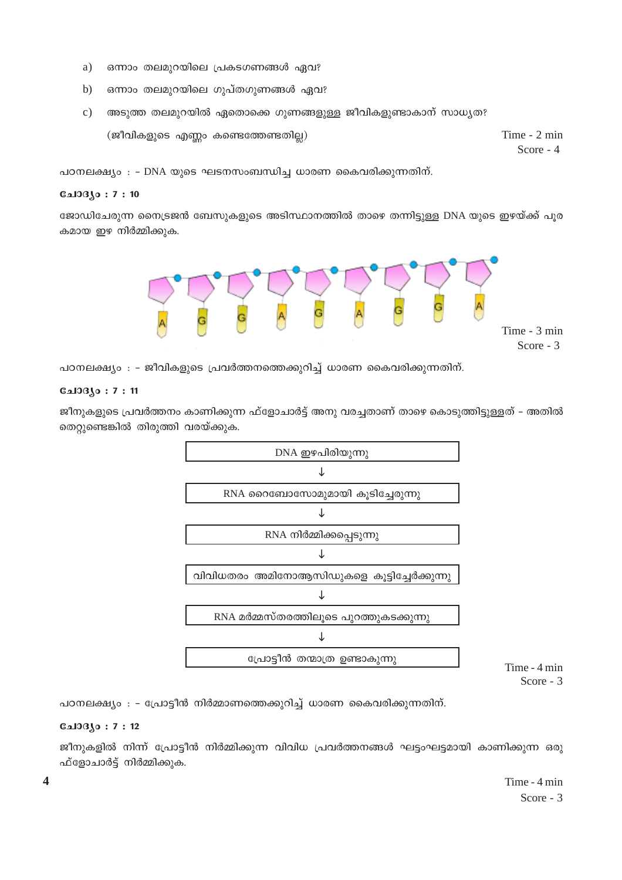a) ഒന്നാം തലമുറയിലെ പ്രകടഗുണങ്ങൾ ഏവ?

b) ഒന്നാം തലമുറയിലെ ഗുപ്തഗുണങ്ങൾ ഏവ?

c) അടുത്ത തലമുറയിൽ ഏതൊക്കെ ഗുണങ്ങളുള്ള ജീവികളുണ്ടാകാന് സാധ്യത?

(ജീവികളുടെ എണ്ണം കണ്ടെത്തേണ്ടതില്ല)

Time - 2 min
Score - 4

പഠനലക്ഷ്യം : - DNA യുടെ ഘടനസംബന്ധിച്ച ധാരണ കൈവരിക്കുന്നതിന്.

**ചോദ്യം : 7 : 10**

ജോഡിചേരുന്ന നൈട്രജൻ ബേസുകളുടെ അടിസ്ഥാനത്തിൽ താഴെ തന്നിട്ടുള്ള DNA യുടെ ഇഴയ്ക്ക് പൂരകമായ ഇഴ നിർമ്മിക്കുക.

A G G A G A G G A

Time - 3 min
Score - 3

പഠനലക്ഷ്യം : - ജീവികളുടെ പ്രവർത്തനത്തെക്കുറിച്ച് ധാരണ കൈവരിക്കുന്നതിന്.

**ചോദ്യം : 7 : 11**

ജീനുകളുടെ പ്രവർത്തനം കാണിക്കുന്ന ഫ്ളോചാർട്ട് അനു വരച്ചതാണ് താഴെ കൊടുത്തിട്ടുള്ളത് - അതിൽ തെറ്റുണ്ടെങ്കിൽ തിരുത്തി വരയ്ക്കുക.

DNA ഇഴപിരിയുന്നു
↓
RNA റൈബോസോമുമായി കൂടിച്ചേരുന്നു
↓
RNA നിർമ്മിക്കപ്പെടുന്നു
↓
വിവിധതരം അമിനോആസിഡുകളെ കൂട്ടിച്ചേർക്കുന്നു
↓
RNA മർമ്മസ്തരത്തിലൂടെ പുറത്തുകടക്കുന്നു
↓
പ്രോട്ടീൻ തന്മാത്ര ഉണ്ടാകുന്നു

Time - 4 min
Score - 3

പഠനലക്ഷ്യം : - പ്രോട്ടീൻ നിർമ്മാണത്തെക്കുറിച്ച് ധാരണ കൈവരിക്കുന്നതിന്.

**ചോദ്യം : 7 : 12**

ജീനുകളിൽ നിന്ന് പ്രോട്ടീൻ നിർമ്മിക്കുന്ന വിവിധ പ്രവർത്തനങ്ങൾ ഘട്ടംഘട്ടമായി കാണിക്കുന്ന ഒരു ഫ്ളോചാർട്ട് നിർമ്മിക്കുക.

Time - 4 min
Score - 3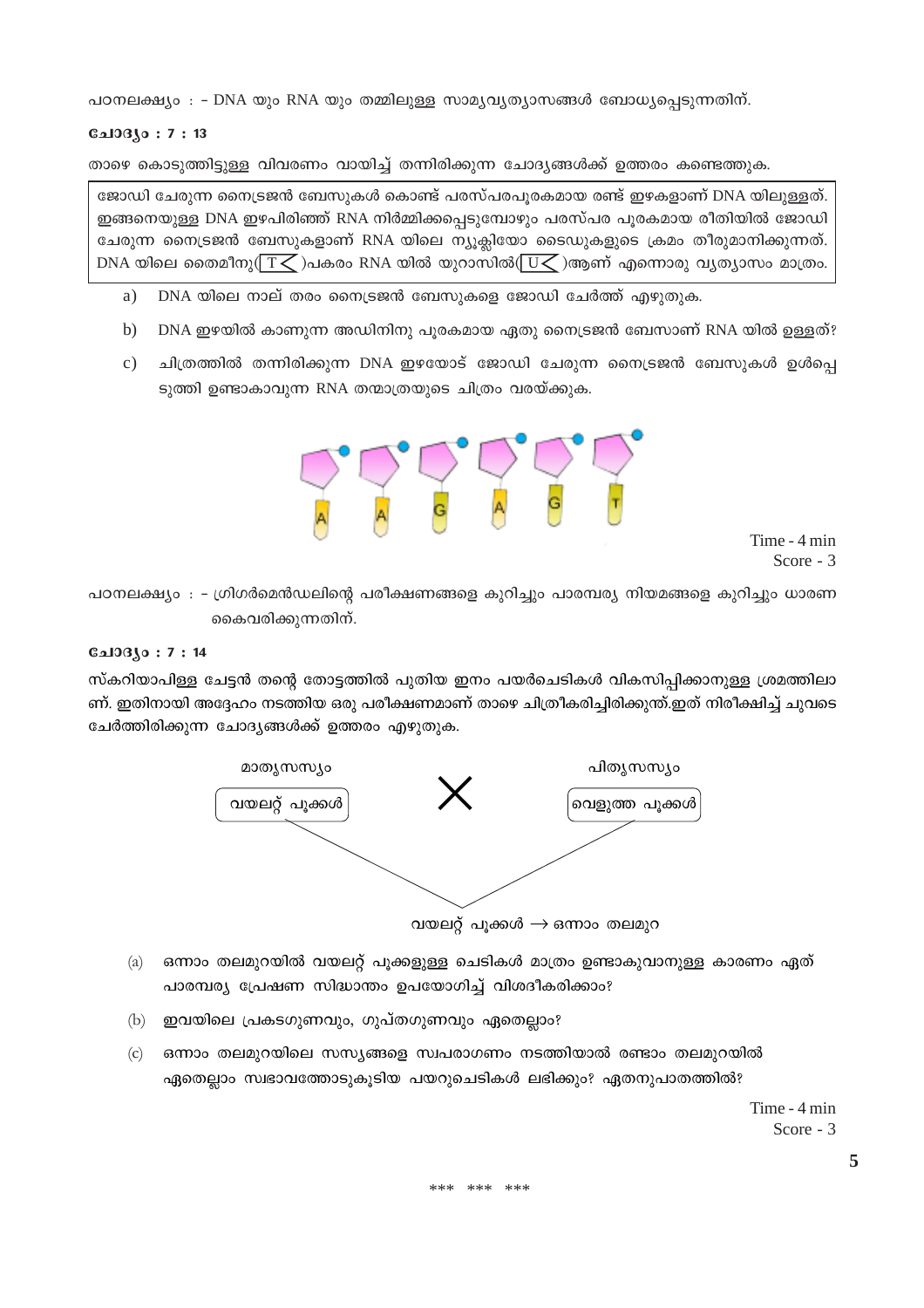പഠനലക്ഷ്യം : – DNA യും RNA യും തമ്മിലുള്ള സാമ്യവ്യത്യാസങ്ങൾ ബോധ്യപ്പെടുന്നതിന്.

**ചോദ്യം : 7 : 13**

താഴെ കൊടുത്തിട്ടുള്ള വിവരണം വായിച്ച് തന്നിരിക്കുന്ന ചോദ്യങ്ങൾക്ക് ഉത്തരം കണ്ടെത്തുക.

> ജോഡി ചേരുന്ന നൈട്രജൻ ബേസുകൾ കൊണ്ട് പരസ്പരപൂരകമായ രണ്ട് ഇഴകളാണ് DNA യിലുള്ളത്. ഇങ്ങനെയുള്ള DNA ഇഴപിരിഞ്ഞ് RNA നിർമ്മിക്കപ്പെടുമ്പോഴും പരസ്പര പൂരകമായ രീതിയിൽ ജോഡി ചേരുന്ന നൈട്രജൻ ബേസുകളാണ് RNA യിലെ ന്യൂക്ലിയോ ടൈഡുകളുടെ ക്രമം തീരുമാനിക്കുന്നത്. DNA യിലെ തൈമീനു( T )പകരം RNA യിൽ യുറാസിൽ( U )ആണ് എന്നൊരു വ്യത്യാസം മാത്രം.

a) DNA യിലെ നാല് തരം നൈട്രജൻ ബേസുകളെ ജോഡി ചേർത്ത് എഴുതുക.

b) DNA ഇഴയിൽ കാണുന്ന അഡിനിനു പൂരകമായ ഏതു നൈട്രജൻ ബേസാണ് RNA യിൽ ഉള്ളത്?

c) ചിത്രത്തിൽ തന്നിരിക്കുന്ന DNA ഇഴയോട് ജോഡി ചേരുന്ന നൈട്രജൻ ബേസുകൾ ഉൾപ്പെടുത്തി ഉണ്ടാകാവുന്ന RNA തന്മാത്രയുടെ ചിത്രം വരയ്ക്കുക.

A A G A G T

Time - 4 min
Score - 3

പഠനലക്ഷ്യം : – ഗ്രിഗർമെൻഡലിന്റെ പരീക്ഷണങ്ങളെ കുറിച്ചും പാരമ്പര്യ നിയമങ്ങളെ കുറിച്ചും ധാരണ കൈവരിക്കുന്നതിന്.

**ചോദ്യം : 7 : 14**

സ്കറിയാപിള്ള ചേട്ടൻ തന്റെ തോട്ടത്തിൽ പുതിയ ഇനം പയർചെടികൾ വികസിപ്പിക്കാനുള്ള ശ്രമത്തിലാണ്. ഇതിനായി അദ്ദേഹം നടത്തിയ ഒരു പരീക്ഷണമാണ് താഴെ ചിത്രീകരിച്ചിരിക്കുന്നത്.ഇത് നിരീക്ഷിച്ച് ചുവടെ ചേർത്തിരിക്കുന്ന ചോദ്യങ്ങൾക്ക് ഉത്തരം എഴുതുക.

മാതൃസസ്യം: വയലറ്റ് പൂക്കൾ × പിതൃസസ്യം: വെളുത്ത പൂക്കൾ

വയലറ്റ് പൂക്കൾ → ഒന്നാം തലമുറ

(a) ഒന്നാം തലമുറയിൽ വയലറ്റ് പൂക്കളുള്ള ചെടികൾ മാത്രം ഉണ്ടാകുവാനുള്ള കാരണം ഏത് പാരമ്പര്യ പ്രേഷണ സിദ്ധാന്തം ഉപയോഗിച്ച് വിശദീകരിക്കാം?

(b) ഇവയിലെ പ്രകടഗുണവും, ഗുപ്തഗുണവും ഏതെല്ലാം?

(c) ഒന്നാം തലമുറയിലെ സസ്യങ്ങളെ സ്വപരാഗണം നടത്തിയാൽ രണ്ടാം തലമുറയിൽ ഏതെല്ലാം സ്വഭാവത്തോടുകൂടിയ പയറുചെടികൾ ലഭിക്കും? ഏതനുപാതത്തിൽ?

Time - 4 min
Score - 3

\*\*\* \*\*\* \*\*\*